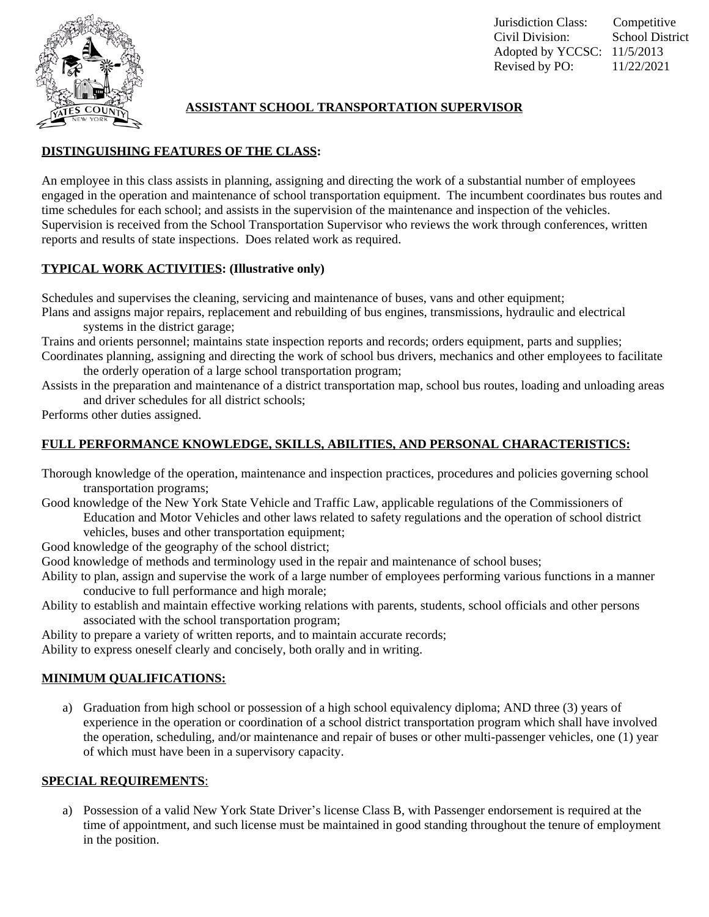Jurisdiction Class: Competitive
Civil Division: School District
Adopted by YCCSC: 11/5/2013
Revised by PO: 11/22/2021

# ASSISTANT SCHOOL TRANSPORTATION SUPERVISOR

## DISTINGUISHING FEATURES OF THE CLASS:

An employee in this class assists in planning, assigning and directing the work of a substantial number of employees engaged in the operation and maintenance of school transportation equipment. The incumbent coordinates bus routes and time schedules for each school; and assists in the supervision of the maintenance and inspection of the vehicles. Supervision is received from the School Transportation Supervisor who reviews the work through conferences, written reports and results of state inspections. Does related work as required.

## TYPICAL WORK ACTIVITIES: (Illustrative only)

Schedules and supervises the cleaning, servicing and maintenance of buses, vans and other equipment;
Plans and assigns major repairs, replacement and rebuilding of bus engines, transmissions, hydraulic and electrical systems in the district garage;
Trains and orients personnel; maintains state inspection reports and records; orders equipment, parts and supplies;
Coordinates planning, assigning and directing the work of school bus drivers, mechanics and other employees to facilitate the orderly operation of a large school transportation program;
Assists in the preparation and maintenance of a district transportation map, school bus routes, loading and unloading areas and driver schedules for all district schools;
Performs other duties assigned.

## FULL PERFORMANCE KNOWLEDGE, SKILLS, ABILITIES, AND PERSONAL CHARACTERISTICS:

Thorough knowledge of the operation, maintenance and inspection practices, procedures and policies governing school transportation programs;
Good knowledge of the New York State Vehicle and Traffic Law, applicable regulations of the Commissioners of Education and Motor Vehicles and other laws related to safety regulations and the operation of school district vehicles, buses and other transportation equipment;
Good knowledge of the geography of the school district;
Good knowledge of methods and terminology used in the repair and maintenance of school buses;
Ability to plan, assign and supervise the work of a large number of employees performing various functions in a manner conducive to full performance and high morale;
Ability to establish and maintain effective working relations with parents, students, school officials and other persons associated with the school transportation program;
Ability to prepare a variety of written reports, and to maintain accurate records;
Ability to express oneself clearly and concisely, both orally and in writing.

## MINIMUM QUALIFICATIONS:

a) Graduation from high school or possession of a high school equivalency diploma; AND three (3) years of experience in the operation or coordination of a school district transportation program which shall have involved the operation, scheduling, and/or maintenance and repair of buses or other multi-passenger vehicles, one (1) year of which must have been in a supervisory capacity.

## SPECIAL REQUIREMENTS:

a) Possession of a valid New York State Driver's license Class B, with Passenger endorsement is required at the time of appointment, and such license must be maintained in good standing throughout the tenure of employment in the position.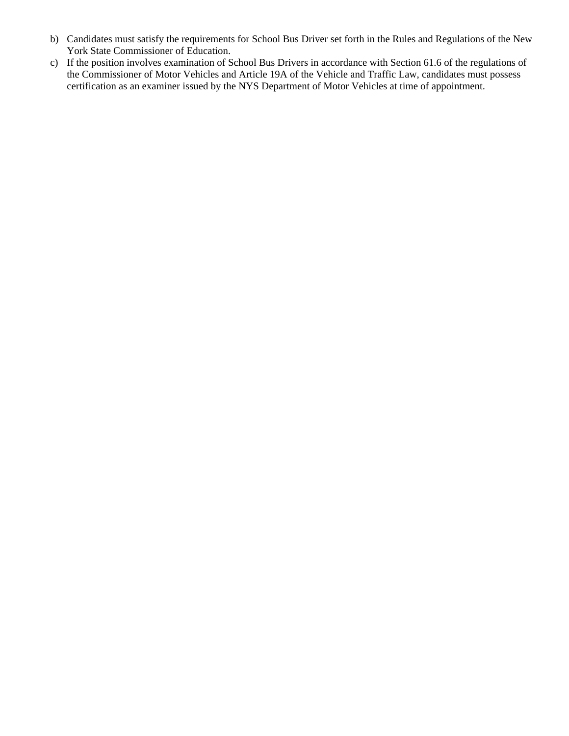b) Candidates must satisfy the requirements for School Bus Driver set forth in the Rules and Regulations of the New York State Commissioner of Education.

c) If the position involves examination of School Bus Drivers in accordance with Section 61.6 of the regulations of the Commissioner of Motor Vehicles and Article 19A of the Vehicle and Traffic Law, candidates must possess certification as an examiner issued by the NYS Department of Motor Vehicles at time of appointment.